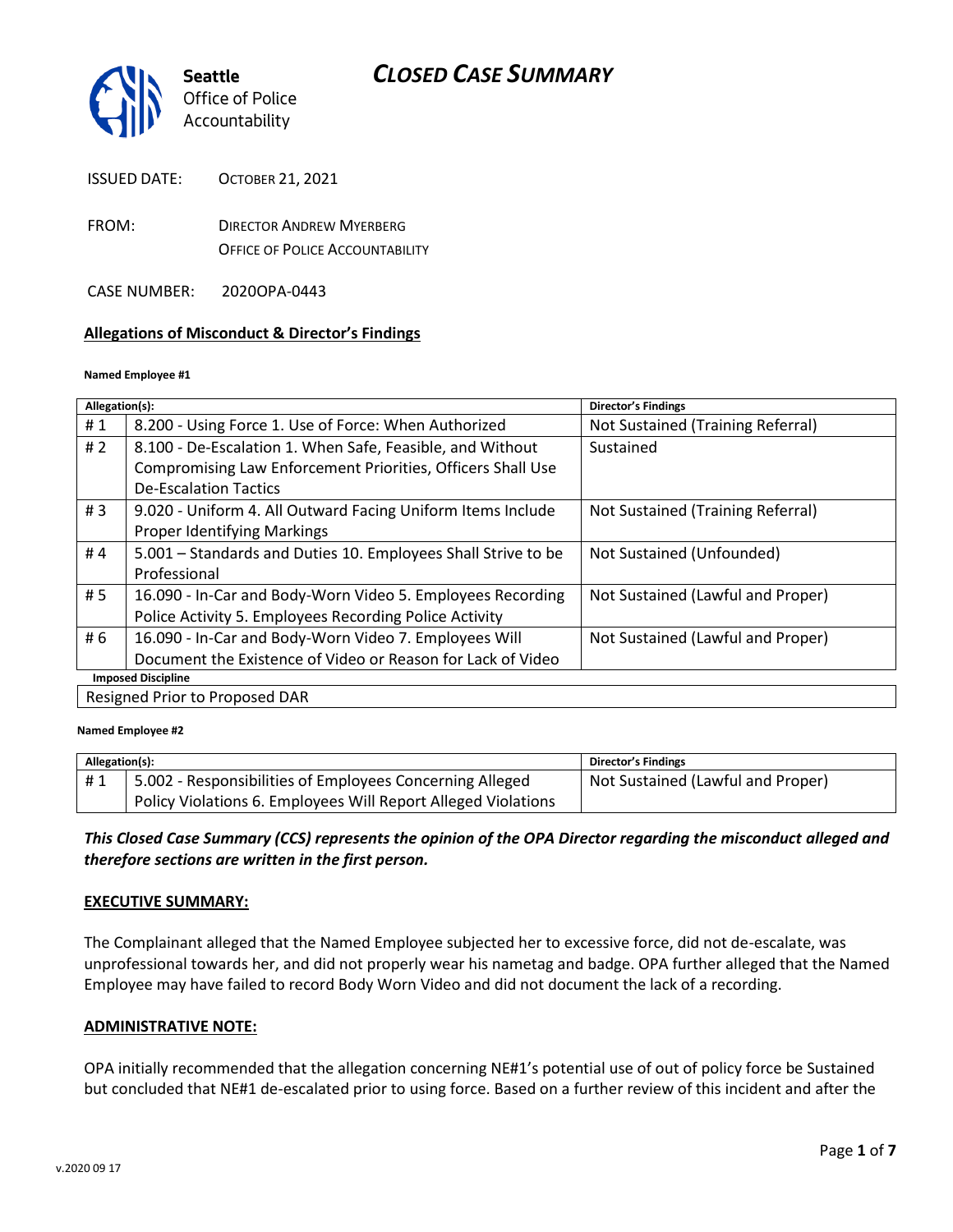# CLOSED CASE SUMMARY

Seattle Office of Police Accountability

ISSUED DATE: OCTOBER 21, 2021

FROM: DIRECTOR ANDREW MYERBERG
OFFICE OF POLICE ACCOUNTABILITY

CASE NUMBER: 2020OPA-0443

**Allegations of Misconduct & Director's Findings**

**Named Employee #1**

| Allegation(s): | | Director's Findings |
|---|---|---|
| # 1 | 8.200 - Using Force 1. Use of Force: When Authorized | Not Sustained (Training Referral) |
| # 2 | 8.100 - De-Escalation 1. When Safe, Feasible, and Without Compromising Law Enforcement Priorities, Officers Shall Use De-Escalation Tactics | Sustained |
| # 3 | 9.020 - Uniform 4. All Outward Facing Uniform Items Include Proper Identifying Markings | Not Sustained (Training Referral) |
| # 4 | 5.001 – Standards and Duties 10. Employees Shall Strive to be Professional | Not Sustained (Unfounded) |
| # 5 | 16.090 - In-Car and Body-Worn Video 5. Employees Recording Police Activity 5. Employees Recording Police Activity | Not Sustained (Lawful and Proper) |
| # 6 | 16.090 - In-Car and Body-Worn Video 7. Employees Will Document the Existence of Video or Reason for Lack of Video | Not Sustained (Lawful and Proper) |
| **Imposed Discipline** | | |
| Resigned Prior to Proposed DAR | | |

**Named Employee #2**

| Allegation(s): | | Director's Findings |
|---|---|---|
| # 1 | 5.002 - Responsibilities of Employees Concerning Alleged Policy Violations 6. Employees Will Report Alleged Violations | Not Sustained (Lawful and Proper) |

***This Closed Case Summary (CCS) represents the opinion of the OPA Director regarding the misconduct alleged and therefore sections are written in the first person.***

**EXECUTIVE SUMMARY:**

The Complainant alleged that the Named Employee subjected her to excessive force, did not de-escalate, was unprofessional towards her, and did not properly wear his nametag and badge. OPA further alleged that the Named Employee may have failed to record Body Worn Video and did not document the lack of a recording.

**ADMINISTRATIVE NOTE:**

OPA initially recommended that the allegation concerning NE#1's potential use of out of policy force be Sustained but concluded that NE#1 de-escalated prior to using force. Based on a further review of this incident and after the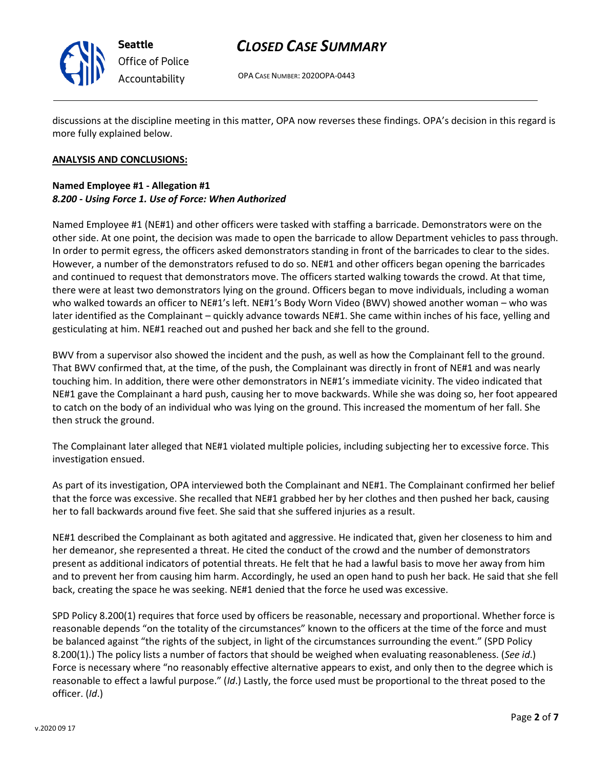discussions at the discipline meeting in this matter, OPA now reverses these findings. OPA's decision in this regard is more fully explained below.

**ANALYSIS AND CONCLUSIONS:**

**Named Employee #1 - Allegation #1**
***8.200 - Using Force 1. Use of Force: When Authorized***

Named Employee #1 (NE#1) and other officers were tasked with staffing a barricade. Demonstrators were on the other side. At one point, the decision was made to open the barricade to allow Department vehicles to pass through. In order to permit egress, the officers asked demonstrators standing in front of the barricades to clear to the sides. However, a number of the demonstrators refused to do so. NE#1 and other officers began opening the barricades and continued to request that demonstrators move. The officers started walking towards the crowd. At that time, there were at least two demonstrators lying on the ground. Officers began to move individuals, including a woman who walked towards an officer to NE#1's left. NE#1's Body Worn Video (BWV) showed another woman – who was later identified as the Complainant – quickly advance towards NE#1. She came within inches of his face, yelling and gesticulating at him. NE#1 reached out and pushed her back and she fell to the ground.

BWV from a supervisor also showed the incident and the push, as well as how the Complainant fell to the ground. That BWV confirmed that, at the time, of the push, the Complainant was directly in front of NE#1 and was nearly touching him. In addition, there were other demonstrators in NE#1's immediate vicinity. The video indicated that NE#1 gave the Complainant a hard push, causing her to move backwards. While she was doing so, her foot appeared to catch on the body of an individual who was lying on the ground. This increased the momentum of her fall. She then struck the ground.

The Complainant later alleged that NE#1 violated multiple policies, including subjecting her to excessive force. This investigation ensued.

As part of its investigation, OPA interviewed both the Complainant and NE#1. The Complainant confirmed her belief that the force was excessive. She recalled that NE#1 grabbed her by her clothes and then pushed her back, causing her to fall backwards around five feet. She said that she suffered injuries as a result.

NE#1 described the Complainant as both agitated and aggressive. He indicated that, given her closeness to him and her demeanor, she represented a threat. He cited the conduct of the crowd and the number of demonstrators present as additional indicators of potential threats. He felt that he had a lawful basis to move her away from him and to prevent her from causing him harm. Accordingly, he used an open hand to push her back. He said that she fell back, creating the space he was seeking. NE#1 denied that the force he used was excessive.

SPD Policy 8.200(1) requires that force used by officers be reasonable, necessary and proportional. Whether force is reasonable depends "on the totality of the circumstances" known to the officers at the time of the force and must be balanced against "the rights of the subject, in light of the circumstances surrounding the event." (SPD Policy 8.200(1).) The policy lists a number of factors that should be weighed when evaluating reasonableness. (*See id*.) Force is necessary where "no reasonably effective alternative appears to exist, and only then to the degree which is reasonable to effect a lawful purpose." (*Id*.) Lastly, the force used must be proportional to the threat posed to the officer. (*Id*.)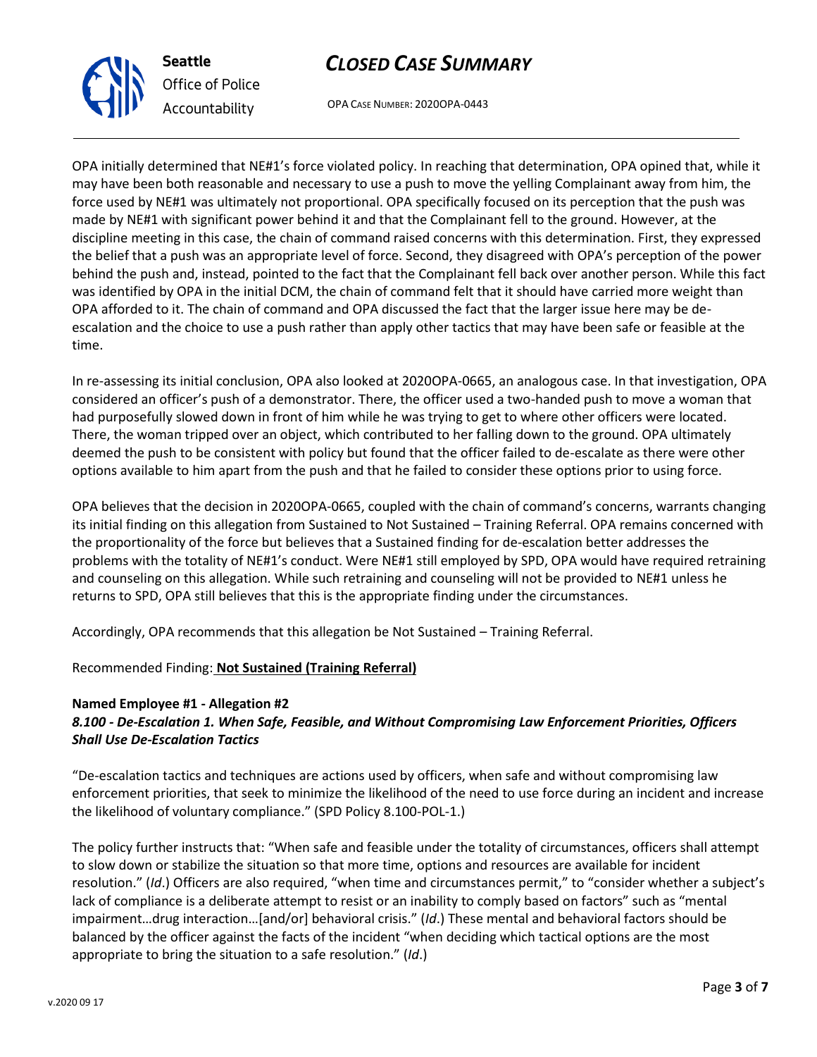OPA initially determined that NE#1's force violated policy. In reaching that determination, OPA opined that, while it may have been both reasonable and necessary to use a push to move the yelling Complainant away from him, the force used by NE#1 was ultimately not proportional. OPA specifically focused on its perception that the push was made by NE#1 with significant power behind it and that the Complainant fell to the ground. However, at the discipline meeting in this case, the chain of command raised concerns with this determination. First, they expressed the belief that a push was an appropriate level of force. Second, they disagreed with OPA's perception of the power behind the push and, instead, pointed to the fact that the Complainant fell back over another person. While this fact was identified by OPA in the initial DCM, the chain of command felt that it should have carried more weight than OPA afforded to it. The chain of command and OPA discussed the fact that the larger issue here may be de-escalation and the choice to use a push rather than apply other tactics that may have been safe or feasible at the time.

In re-assessing its initial conclusion, OPA also looked at 2020OPA-0665, an analogous case. In that investigation, OPA considered an officer's push of a demonstrator. There, the officer used a two-handed push to move a woman that had purposefully slowed down in front of him while he was trying to get to where other officers were located. There, the woman tripped over an object, which contributed to her falling down to the ground. OPA ultimately deemed the push to be consistent with policy but found that the officer failed to de-escalate as there were other options available to him apart from the push and that he failed to consider these options prior to using force.

OPA believes that the decision in 2020OPA-0665, coupled with the chain of command's concerns, warrants changing its initial finding on this allegation from Sustained to Not Sustained – Training Referral. OPA remains concerned with the proportionality of the force but believes that a Sustained finding for de-escalation better addresses the problems with the totality of NE#1's conduct. Were NE#1 still employed by SPD, OPA would have required retraining and counseling on this allegation. While such retraining and counseling will not be provided to NE#1 unless he returns to SPD, OPA still believes that this is the appropriate finding under the circumstances.

Accordingly, OPA recommends that this allegation be Not Sustained – Training Referral.

Recommended Finding: **Not Sustained (Training Referral)**

**Named Employee #1 - Allegation #2**
***8.100 - De-Escalation 1. When Safe, Feasible, and Without Compromising Law Enforcement Priorities, Officers Shall Use De-Escalation Tactics***

"De-escalation tactics and techniques are actions used by officers, when safe and without compromising law enforcement priorities, that seek to minimize the likelihood of the need to use force during an incident and increase the likelihood of voluntary compliance." (SPD Policy 8.100-POL-1.)

The policy further instructs that: "When safe and feasible under the totality of circumstances, officers shall attempt to slow down or stabilize the situation so that more time, options and resources are available for incident resolution." (*Id*.) Officers are also required, "when time and circumstances permit," to "consider whether a subject's lack of compliance is a deliberate attempt to resist or an inability to comply based on factors" such as "mental impairment…drug interaction…[and/or] behavioral crisis." (*Id*.) These mental and behavioral factors should be balanced by the officer against the facts of the incident "when deciding which tactical options are the most appropriate to bring the situation to a safe resolution." (*Id*.)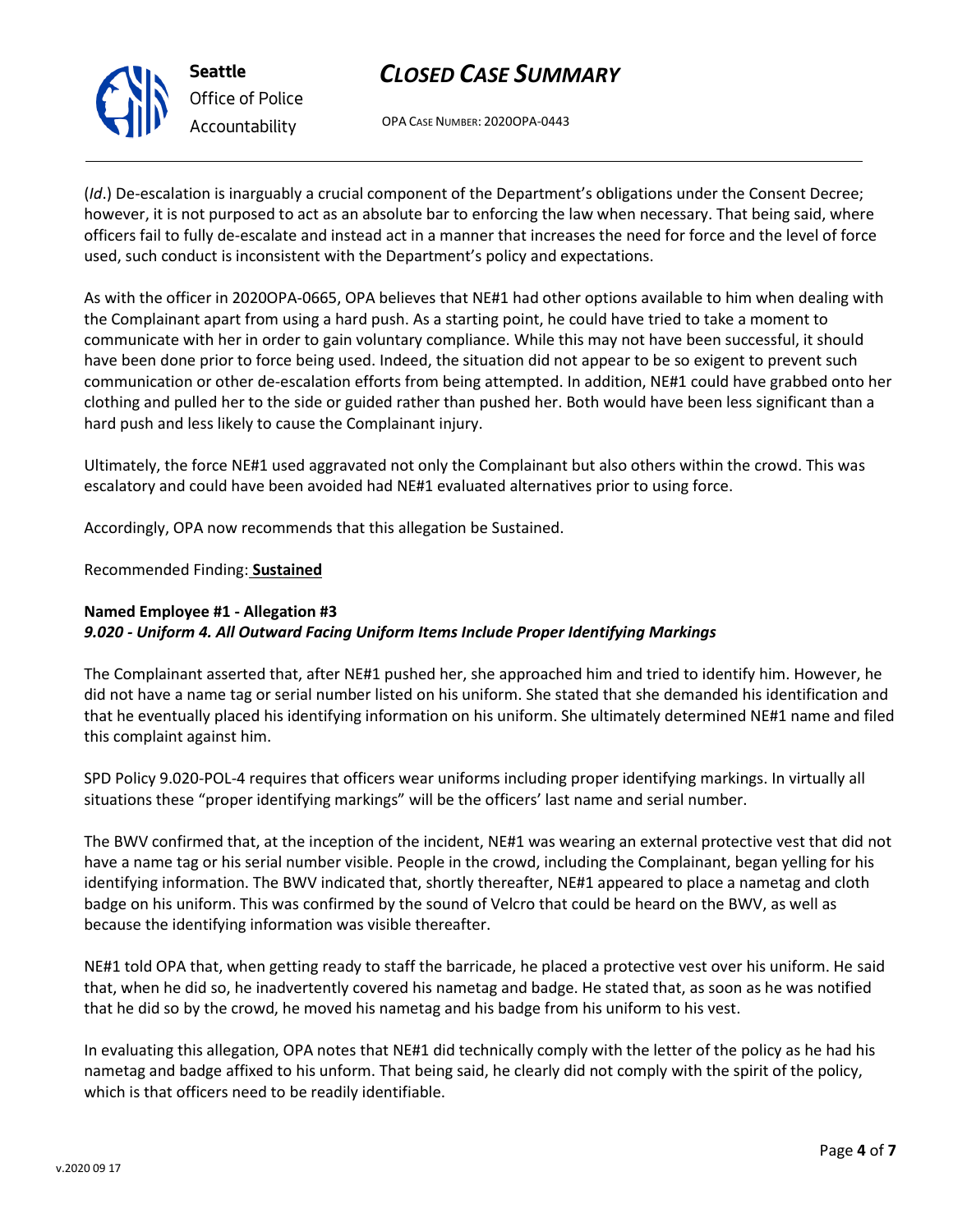(*Id*.) De-escalation is inarguably a crucial component of the Department's obligations under the Consent Decree; however, it is not purposed to act as an absolute bar to enforcing the law when necessary. That being said, where officers fail to fully de-escalate and instead act in a manner that increases the need for force and the level of force used, such conduct is inconsistent with the Department's policy and expectations.

As with the officer in 2020OPA-0665, OPA believes that NE#1 had other options available to him when dealing with the Complainant apart from using a hard push. As a starting point, he could have tried to take a moment to communicate with her in order to gain voluntary compliance. While this may not have been successful, it should have been done prior to force being used. Indeed, the situation did not appear to be so exigent to prevent such communication or other de-escalation efforts from being attempted. In addition, NE#1 could have grabbed onto her clothing and pulled her to the side or guided rather than pushed her. Both would have been less significant than a hard push and less likely to cause the Complainant injury.

Ultimately, the force NE#1 used aggravated not only the Complainant but also others within the crowd. This was escalatory and could have been avoided had NE#1 evaluated alternatives prior to using force.

Accordingly, OPA now recommends that this allegation be Sustained.

Recommended Finding: **Sustained**

**Named Employee #1 - Allegation #3**
***9.020 - Uniform 4. All Outward Facing Uniform Items Include Proper Identifying Markings***

The Complainant asserted that, after NE#1 pushed her, she approached him and tried to identify him. However, he did not have a name tag or serial number listed on his uniform. She stated that she demanded his identification and that he eventually placed his identifying information on his uniform. She ultimately determined NE#1 name and filed this complaint against him.

SPD Policy 9.020-POL-4 requires that officers wear uniforms including proper identifying markings. In virtually all situations these "proper identifying markings" will be the officers' last name and serial number.

The BWV confirmed that, at the inception of the incident, NE#1 was wearing an external protective vest that did not have a name tag or his serial number visible. People in the crowd, including the Complainant, began yelling for his identifying information. The BWV indicated that, shortly thereafter, NE#1 appeared to place a nametag and cloth badge on his uniform. This was confirmed by the sound of Velcro that could be heard on the BWV, as well as because the identifying information was visible thereafter.

NE#1 told OPA that, when getting ready to staff the barricade, he placed a protective vest over his uniform. He said that, when he did so, he inadvertently covered his nametag and badge. He stated that, as soon as he was notified that he did so by the crowd, he moved his nametag and his badge from his uniform to his vest.

In evaluating this allegation, OPA notes that NE#1 did technically comply with the letter of the policy as he had his nametag and badge affixed to his unform. That being said, he clearly did not comply with the spirit of the policy, which is that officers need to be readily identifiable.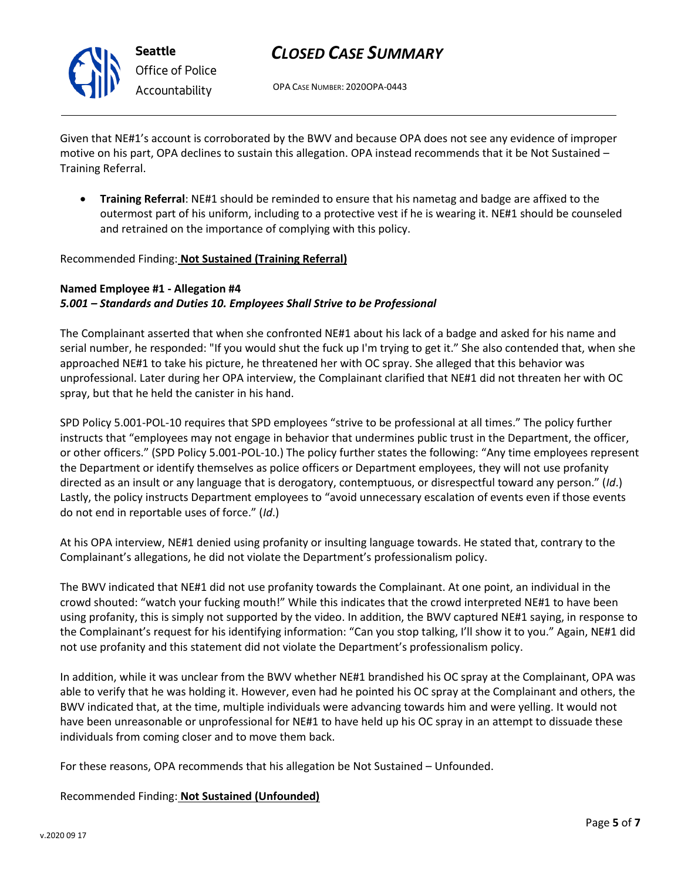Given that NE#1's account is corroborated by the BWV and because OPA does not see any evidence of improper motive on his part, OPA declines to sustain this allegation. OPA instead recommends that it be Not Sustained – Training Referral.

- **Training Referral**: NE#1 should be reminded to ensure that his nametag and badge are affixed to the outermost part of his uniform, including to a protective vest if he is wearing it. NE#1 should be counseled and retrained on the importance of complying with this policy.

Recommended Finding: **Not Sustained (Training Referral)**

**Named Employee #1 - Allegation #4**
***5.001 – Standards and Duties 10. Employees Shall Strive to be Professional***

The Complainant asserted that when she confronted NE#1 about his lack of a badge and asked for his name and serial number, he responded: "If you would shut the fuck up I'm trying to get it." She also contended that, when she approached NE#1 to take his picture, he threatened her with OC spray. She alleged that this behavior was unprofessional. Later during her OPA interview, the Complainant clarified that NE#1 did not threaten her with OC spray, but that he held the canister in his hand.

SPD Policy 5.001-POL-10 requires that SPD employees "strive to be professional at all times." The policy further instructs that "employees may not engage in behavior that undermines public trust in the Department, the officer, or other officers." (SPD Policy 5.001-POL-10.) The policy further states the following: "Any time employees represent the Department or identify themselves as police officers or Department employees, they will not use profanity directed as an insult or any language that is derogatory, contemptuous, or disrespectful toward any person." (*Id*.) Lastly, the policy instructs Department employees to "avoid unnecessary escalation of events even if those events do not end in reportable uses of force." (*Id*.)

At his OPA interview, NE#1 denied using profanity or insulting language towards. He stated that, contrary to the Complainant's allegations, he did not violate the Department's professionalism policy.

The BWV indicated that NE#1 did not use profanity towards the Complainant. At one point, an individual in the crowd shouted: "watch your fucking mouth!" While this indicates that the crowd interpreted NE#1 to have been using profanity, this is simply not supported by the video. In addition, the BWV captured NE#1 saying, in response to the Complainant's request for his identifying information: "Can you stop talking, I'll show it to you." Again, NE#1 did not use profanity and this statement did not violate the Department's professionalism policy.

In addition, while it was unclear from the BWV whether NE#1 brandished his OC spray at the Complainant, OPA was able to verify that he was holding it. However, even had he pointed his OC spray at the Complainant and others, the BWV indicated that, at the time, multiple individuals were advancing towards him and were yelling. It would not have been unreasonable or unprofessional for NE#1 to have held up his OC spray in an attempt to dissuade these individuals from coming closer and to move them back.

For these reasons, OPA recommends that his allegation be Not Sustained – Unfounded.

Recommended Finding: **Not Sustained (Unfounded)**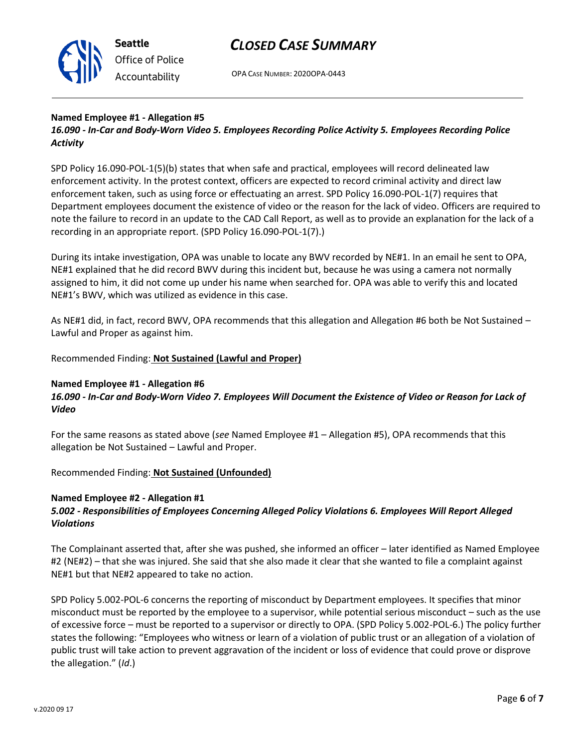**Named Employee #1 - Allegation #5**
***16.090 - In-Car and Body-Worn Video 5. Employees Recording Police Activity 5. Employees Recording Police Activity***

SPD Policy 16.090-POL-1(5)(b) states that when safe and practical, employees will record delineated law enforcement activity. In the protest context, officers are expected to record criminal activity and direct law enforcement taken, such as using force or effectuating an arrest. SPD Policy 16.090-POL-1(7) requires that Department employees document the existence of video or the reason for the lack of video. Officers are required to note the failure to record in an update to the CAD Call Report, as well as to provide an explanation for the lack of a recording in an appropriate report. (SPD Policy 16.090-POL-1(7).)

During its intake investigation, OPA was unable to locate any BWV recorded by NE#1. In an email he sent to OPA, NE#1 explained that he did record BWV during this incident but, because he was using a camera not normally assigned to him, it did not come up under his name when searched for. OPA was able to verify this and located NE#1's BWV, which was utilized as evidence in this case.

As NE#1 did, in fact, record BWV, OPA recommends that this allegation and Allegation #6 both be Not Sustained – Lawful and Proper as against him.

Recommended Finding: **Not Sustained (Lawful and Proper)**

**Named Employee #1 - Allegation #6**
***16.090 - In-Car and Body-Worn Video 7. Employees Will Document the Existence of Video or Reason for Lack of Video***

For the same reasons as stated above (*see* Named Employee #1 – Allegation #5), OPA recommends that this allegation be Not Sustained – Lawful and Proper.

Recommended Finding: **Not Sustained (Unfounded)**

**Named Employee #2 - Allegation #1**
***5.002 - Responsibilities of Employees Concerning Alleged Policy Violations 6. Employees Will Report Alleged Violations***

The Complainant asserted that, after she was pushed, she informed an officer – later identified as Named Employee #2 (NE#2) – that she was injured. She said that she also made it clear that she wanted to file a complaint against NE#1 but that NE#2 appeared to take no action.

SPD Policy 5.002-POL-6 concerns the reporting of misconduct by Department employees. It specifies that minor misconduct must be reported by the employee to a supervisor, while potential serious misconduct – such as the use of excessive force – must be reported to a supervisor or directly to OPA. (SPD Policy 5.002-POL-6.) The policy further states the following: "Employees who witness or learn of a violation of public trust or an allegation of a violation of public trust will take action to prevent aggravation of the incident or loss of evidence that could prove or disprove the allegation." (*Id*.)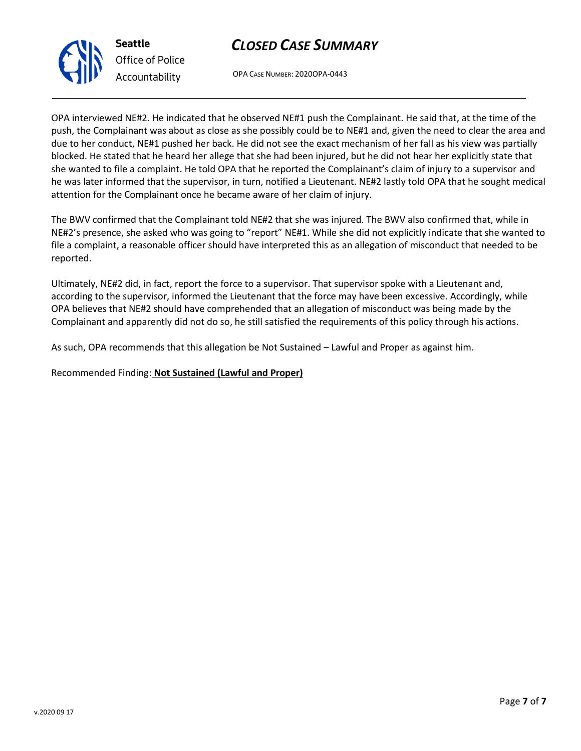OPA interviewed NE#2. He indicated that he observed NE#1 push the Complainant. He said that, at the time of the push, the Complainant was about as close as she possibly could be to NE#1 and, given the need to clear the area and due to her conduct, NE#1 pushed her back. He did not see the exact mechanism of her fall as his view was partially blocked. He stated that he heard her allege that she had been injured, but he did not hear her explicitly state that she wanted to file a complaint. He told OPA that he reported the Complainant's claim of injury to a supervisor and he was later informed that the supervisor, in turn, notified a Lieutenant. NE#2 lastly told OPA that he sought medical attention for the Complainant once he became aware of her claim of injury.

The BWV confirmed that the Complainant told NE#2 that she was injured. The BWV also confirmed that, while in NE#2's presence, she asked who was going to "report" NE#1. While she did not explicitly indicate that she wanted to file a complaint, a reasonable officer should have interpreted this as an allegation of misconduct that needed to be reported.

Ultimately, NE#2 did, in fact, report the force to a supervisor. That supervisor spoke with a Lieutenant and, according to the supervisor, informed the Lieutenant that the force may have been excessive. Accordingly, while OPA believes that NE#2 should have comprehended that an allegation of misconduct was being made by the Complainant and apparently did not do so, he still satisfied the requirements of this policy through his actions.

As such, OPA recommends that this allegation be Not Sustained – Lawful and Proper as against him.

Recommended Finding: **Not Sustained (Lawful and Proper)**